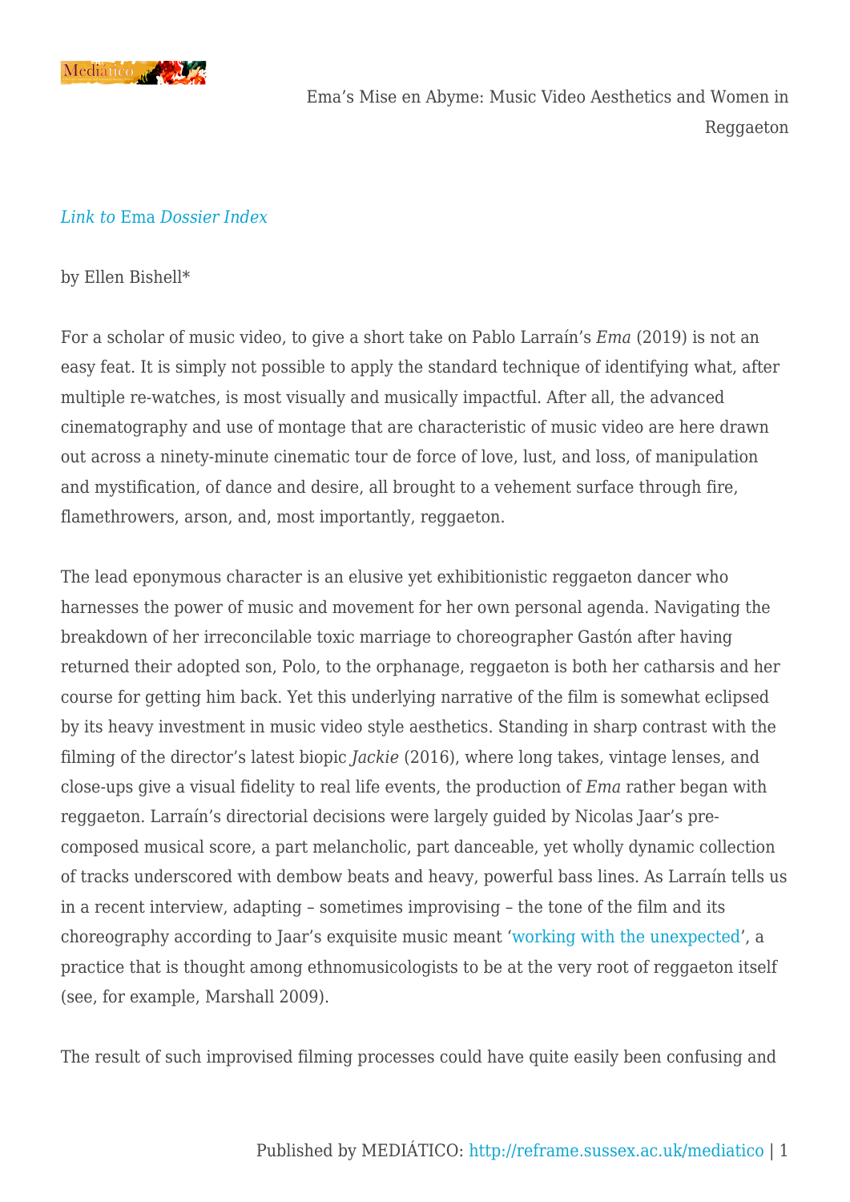[*Link to* Ema *Dossier Index*]

by Ellen Bishell*

For a scholar of music video, to give a short take on Pablo Larraín's *Ema* (2019) is not an easy feat. It is simply not possible to apply the standard technique of identifying what, after multiple re-watches, is most visually and musically impactful. After all, the advanced cinematography and use of montage that are characteristic of music video are here drawn out across a ninety-minute cinematic tour de force of love, lust, and loss, of manipulation and mystification, of dance and desire, all brought to a vehement surface through fire, flamethrowers, arson, and, most importantly, reggaeton.

The lead eponymous character is an elusive yet exhibitionistic reggaeton dancer who harnesses the power of music and movement for her own personal agenda. Navigating the breakdown of her irreconcilable toxic marriage to choreographer Gastón after having returned their adopted son, Polo, to the orphanage, reggaeton is both her catharsis and her course for getting him back. Yet this underlying narrative of the film is somewhat eclipsed by its heavy investment in music video style aesthetics. Standing in sharp contrast with the filming of the director's latest biopic *Jackie* (2016), where long takes, vintage lenses, and close-ups give a visual fidelity to real life events, the production of *Ema* rather began with reggaeton. Larraín's directorial decisions were largely guided by Nicolas Jaar's pre-composed musical score, a part melancholic, part danceable, yet wholly dynamic collection of tracks underscored with dembow beats and heavy, powerful bass lines. As Larraín tells us in a recent interview, adapting – sometimes improvising – the tone of the film and its choreography according to Jaar's exquisite music meant '[working with the unexpected]', a practice that is thought among ethnomusicologists to be at the very root of reggaeton itself (see, for example, Marshall 2009).

The result of such improvised filming processes could have quite easily been confusing and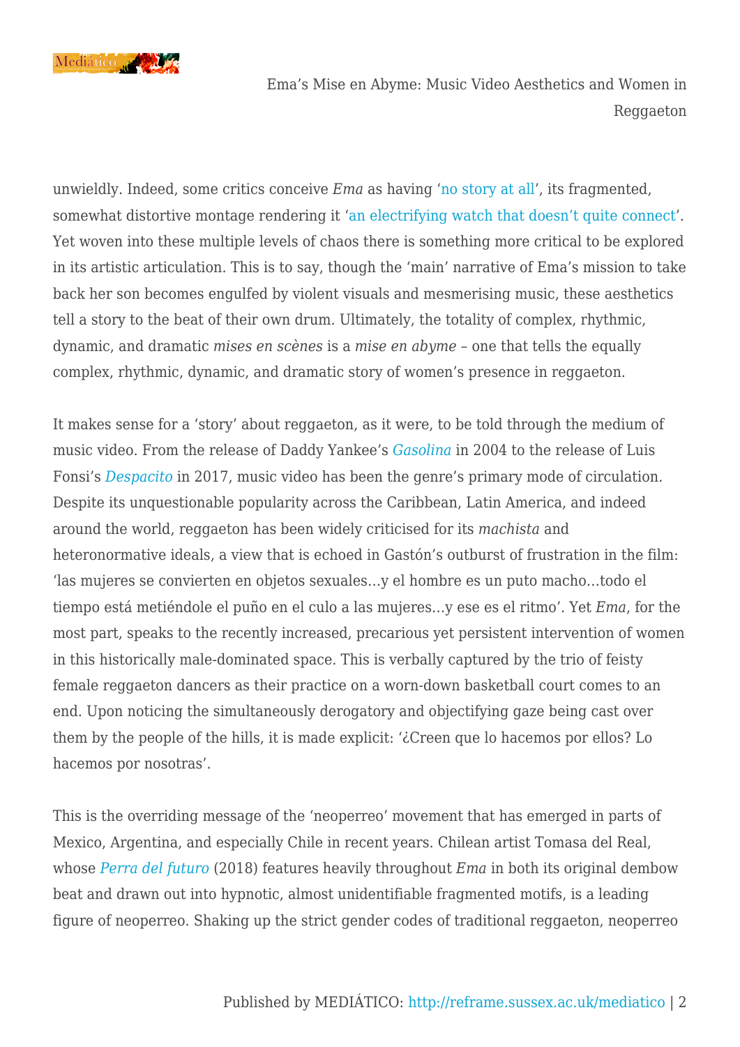unwieldly. Indeed, some critics conceive *Ema* as having 'no story at all', its fragmented, somewhat distortive montage rendering it 'an electrifying watch that doesn't quite connect'. Yet woven into these multiple levels of chaos there is something more critical to be explored in its artistic articulation. This is to say, though the 'main' narrative of Ema's mission to take back her son becomes engulfed by violent visuals and mesmerising music, these aesthetics tell a story to the beat of their own drum. Ultimately, the totality of complex, rhythmic, dynamic, and dramatic *mises en scènes* is a *mise en abyme* – one that tells the equally complex, rhythmic, dynamic, and dramatic story of women's presence in reggaeton.

It makes sense for a 'story' about reggaeton, as it were, to be told through the medium of music video. From the release of Daddy Yankee's *Gasolina* in 2004 to the release of Luis Fonsi's *Despacito* in 2017, music video has been the genre's primary mode of circulation. Despite its unquestionable popularity across the Caribbean, Latin America, and indeed around the world, reggaeton has been widely criticised for its *machista* and heteronormative ideals, a view that is echoed in Gastón's outburst of frustration in the film: 'las mujeres se convierten en objetos sexuales…y el hombre es un puto macho…todo el tiempo está metiéndole el puño en el culo a las mujeres…y ese es el ritmo'. Yet *Ema*, for the most part, speaks to the recently increased, precarious yet persistent intervention of women in this historically male-dominated space. This is verbally captured by the trio of feisty female reggaeton dancers as their practice on a worn-down basketball court comes to an end. Upon noticing the simultaneously derogatory and objectifying gaze being cast over them by the people of the hills, it is made explicit: '¿Creen que lo hacemos por ellos? Lo hacemos por nosotras'.

This is the overriding message of the 'neoperreo' movement that has emerged in parts of Mexico, Argentina, and especially Chile in recent years. Chilean artist Tomasa del Real, whose *Perra del futuro* (2018) features heavily throughout *Ema* in both its original dembow beat and drawn out into hypnotic, almost unidentifiable fragmented motifs, is a leading figure of neoperreo. Shaking up the strict gender codes of traditional reggaeton, neoperreo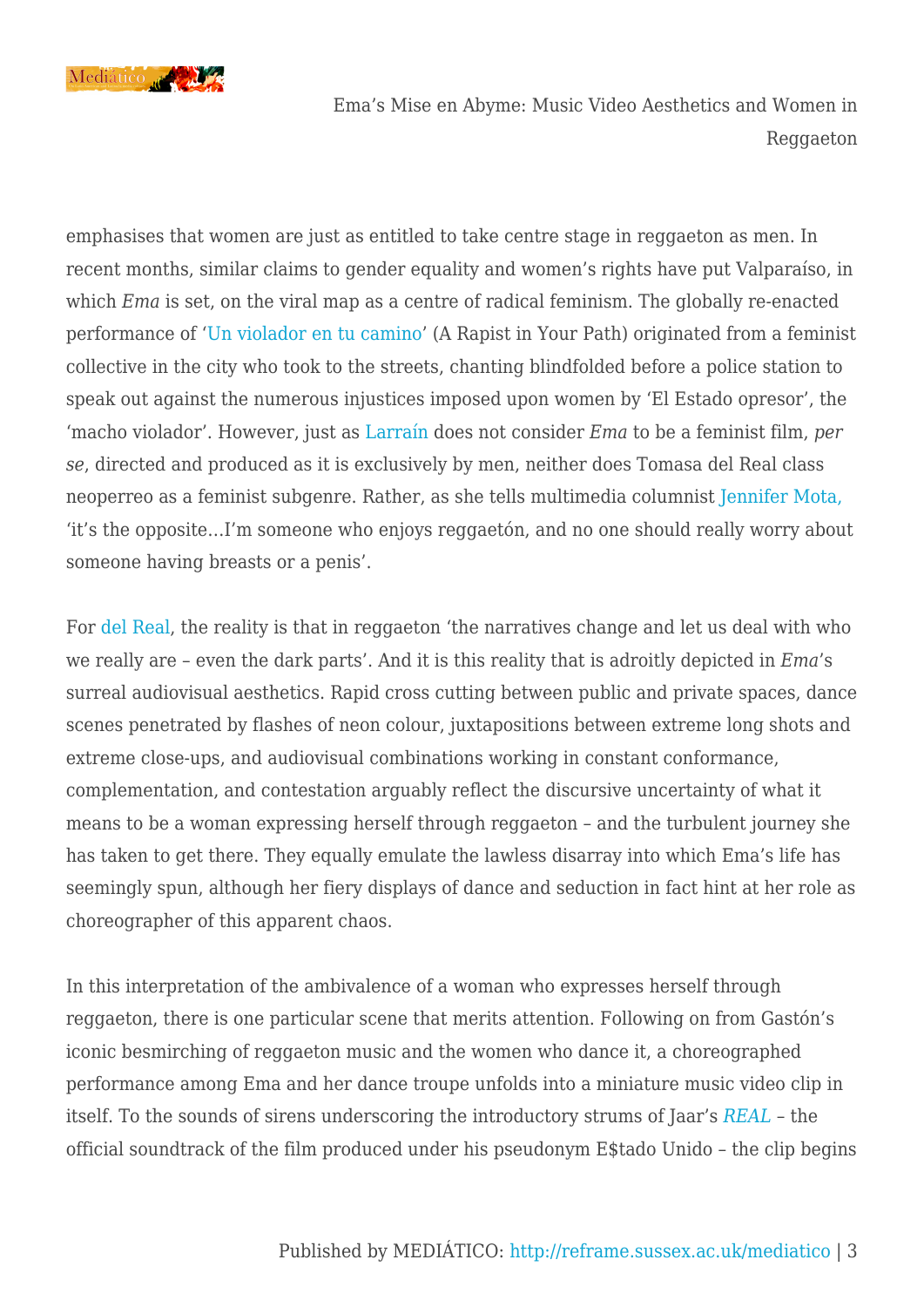emphasises that women are just as entitled to take centre stage in reggaeton as men. In recent months, similar claims to gender equality and women's rights have put Valparaíso, in which *Ema* is set, on the viral map as a centre of radical feminism. The globally re-enacted performance of 'Un violador en tu camino' (A Rapist in Your Path) originated from a feminist collective in the city who took to the streets, chanting blindfolded before a police station to speak out against the numerous injustices imposed upon women by 'El Estado opresor', the 'macho violador'. However, just as Larraín does not consider *Ema* to be a feminist film, *per se*, directed and produced as it is exclusively by men, neither does Tomasa del Real class neoperreo as a feminist subgenre. Rather, as she tells multimedia columnist Jennifer Mota, 'it's the opposite…I'm someone who enjoys reggaetón, and no one should really worry about someone having breasts or a penis'.

For del Real, the reality is that in reggaeton 'the narratives change and let us deal with who we really are – even the dark parts'. And it is this reality that is adroitly depicted in *Ema*'s surreal audiovisual aesthetics. Rapid cross cutting between public and private spaces, dance scenes penetrated by flashes of neon colour, juxtapositions between extreme long shots and extreme close-ups, and audiovisual combinations working in constant conformance, complementation, and contestation arguably reflect the discursive uncertainty of what it means to be a woman expressing herself through reggaeton – and the turbulent journey she has taken to get there. They equally emulate the lawless disarray into which Ema's life has seemingly spun, although her fiery displays of dance and seduction in fact hint at her role as choreographer of this apparent chaos.

In this interpretation of the ambivalence of a woman who expresses herself through reggaeton, there is one particular scene that merits attention. Following on from Gastón's iconic besmirching of reggaeton music and the women who dance it, a choreographed performance among Ema and her dance troupe unfolds into a miniature music video clip in itself. To the sounds of sirens underscoring the introductory strums of Jaar's *REAL* – the official soundtrack of the film produced under his pseudonym E$tado Unido – the clip begins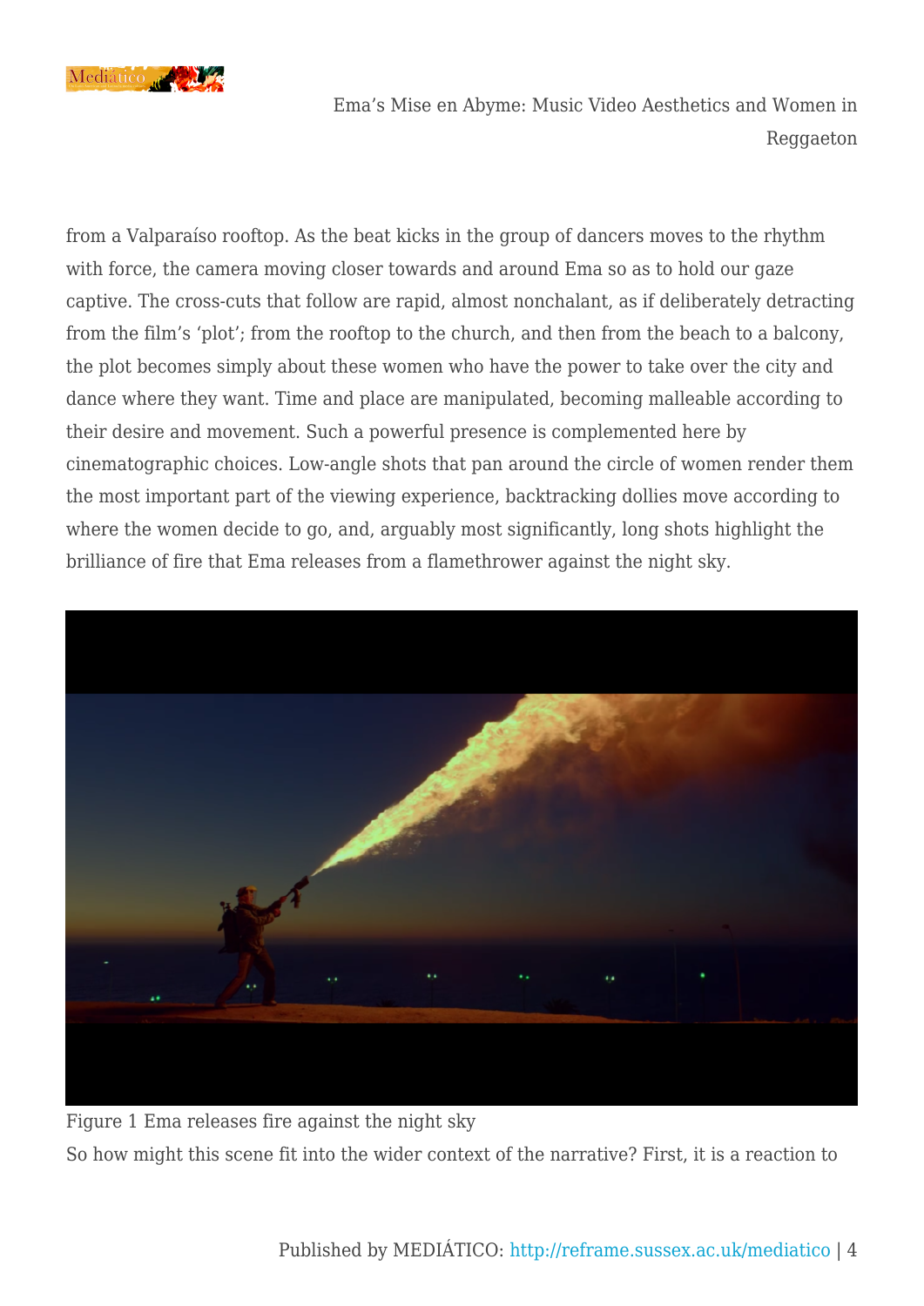from a Valparaíso rooftop. As the beat kicks in the group of dancers moves to the rhythm with force, the camera moving closer towards and around Ema so as to hold our gaze captive. The cross-cuts that follow are rapid, almost nonchalant, as if deliberately detracting from the film's 'plot'; from the rooftop to the church, and then from the beach to a balcony, the plot becomes simply about these women who have the power to take over the city and dance where they want. Time and place are manipulated, becoming malleable according to their desire and movement. Such a powerful presence is complemented here by cinematographic choices. Low-angle shots that pan around the circle of women render them the most important part of the viewing experience, backtracking dollies move according to where the women decide to go, and, arguably most significantly, long shots highlight the brilliance of fire that Ema releases from a flamethrower against the night sky.

Figure 1 Ema releases fire against the night sky

So how might this scene fit into the wider context of the narrative? First, it is a reaction to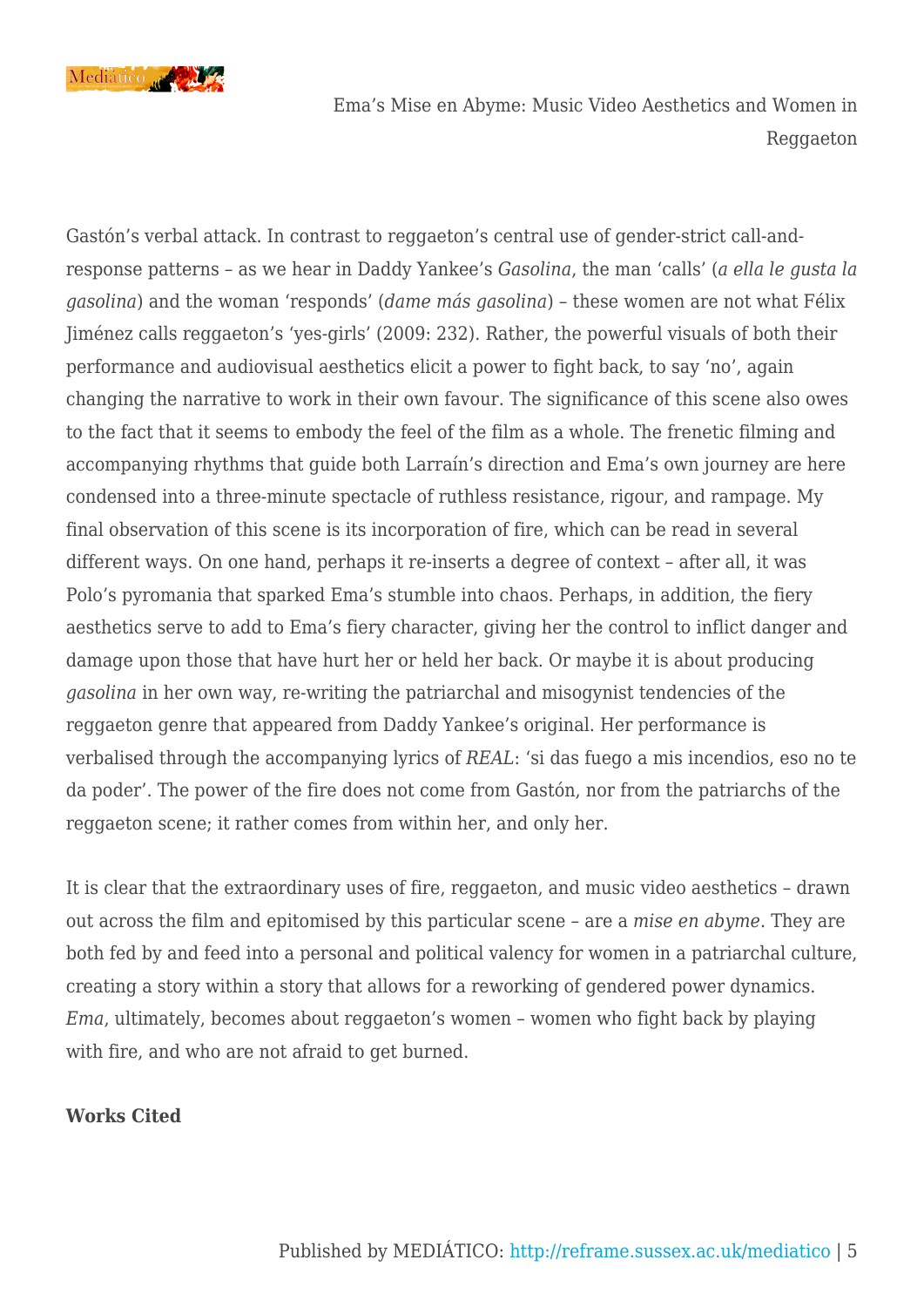Gastón's verbal attack. In contrast to reggaeton's central use of gender-strict call-and-response patterns – as we hear in Daddy Yankee's *Gasolina*, the man 'calls' (*a ella le gusta la gasolina*) and the woman 'responds' (*dame más gasolina*) – these women are not what Félix Jiménez calls reggaeton's 'yes-girls' (2009: 232). Rather, the powerful visuals of both their performance and audiovisual aesthetics elicit a power to fight back, to say 'no', again changing the narrative to work in their own favour. The significance of this scene also owes to the fact that it seems to embody the feel of the film as a whole. The frenetic filming and accompanying rhythms that guide both Larraín's direction and Ema's own journey are here condensed into a three-minute spectacle of ruthless resistance, rigour, and rampage. My final observation of this scene is its incorporation of fire, which can be read in several different ways. On one hand, perhaps it re-inserts a degree of context – after all, it was Polo's pyromania that sparked Ema's stumble into chaos. Perhaps, in addition, the fiery aesthetics serve to add to Ema's fiery character, giving her the control to inflict danger and damage upon those that have hurt her or held her back. Or maybe it is about producing *gasolina* in her own way, re-writing the patriarchal and misogynist tendencies of the reggaeton genre that appeared from Daddy Yankee's original. Her performance is verbalised through the accompanying lyrics of *REAL*: 'si das fuego a mis incendios, eso no te da poder'. The power of the fire does not come from Gastón, nor from the patriarchs of the reggaeton scene; it rather comes from within her, and only her.

It is clear that the extraordinary uses of fire, reggaeton, and music video aesthetics – drawn out across the film and epitomised by this particular scene – are a *mise en abyme*. They are both fed by and feed into a personal and political valency for women in a patriarchal culture, creating a story within a story that allows for a reworking of gendered power dynamics. *Ema*, ultimately, becomes about reggaeton's women – women who fight back by playing with fire, and who are not afraid to get burned.

**Works Cited**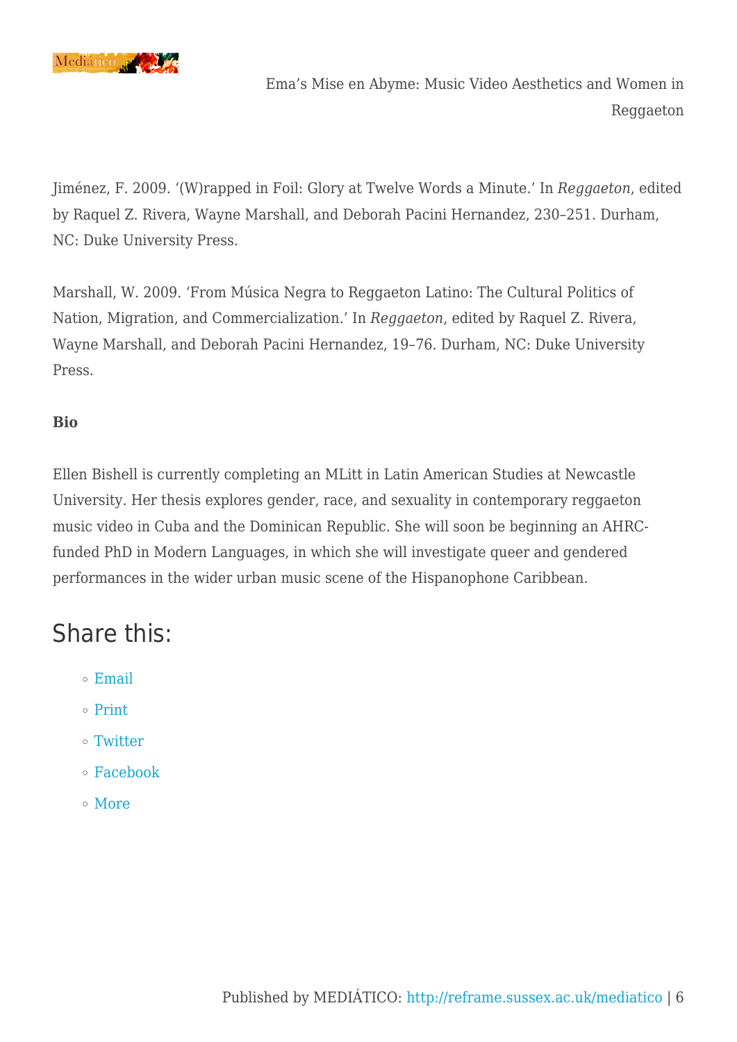Jiménez, F. 2009. '(W)rapped in Foil: Glory at Twelve Words a Minute.' In *Reggaeton*, edited by Raquel Z. Rivera, Wayne Marshall, and Deborah Pacini Hernandez, 230–251. Durham, NC: Duke University Press.

Marshall, W. 2009. 'From Música Negra to Reggaeton Latino: The Cultural Politics of Nation, Migration, and Commercialization.' In *Reggaeton*, edited by Raquel Z. Rivera, Wayne Marshall, and Deborah Pacini Hernandez, 19–76. Durham, NC: Duke University Press.

**Bio**

Ellen Bishell is currently completing an MLitt in Latin American Studies at Newcastle University. Her thesis explores gender, race, and sexuality in contemporary reggaeton music video in Cuba and the Dominican Republic. She will soon be beginning an AHRC-funded PhD in Modern Languages, in which she will investigate queer and gendered performances in the wider urban music scene of the Hispanophone Caribbean.

## Share this:

- Email
- Print
- Twitter
- Facebook
- More